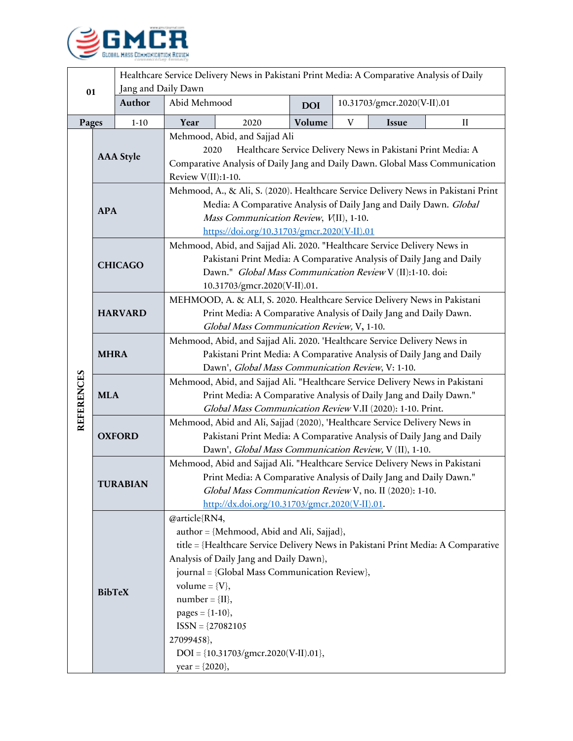| 01 | Healthcare Service Delivery News in Pakistani Print Media: A Comparative Analysis of Daily Jang and Daily Dawn | | | | | | |
|---|---|---|---|---|---|---|---|
| | **Author** | Abid Mehmood | | **DOI** | 10.31703/gmcr.2020(V-II).01 | | |
| **Pages** | 1-10 | **Year** | 2020 | **Volume** | V | **Issue** | II |

| REFERENCES | |
|---|---|
| **AAA Style** | Mehmood, Abid, and Sajjad Ali 2020 Healthcare Service Delivery News in Pakistani Print Media: A Comparative Analysis of Daily Jang and Daily Dawn. Global Mass Communication Review V(II):1-10. |
| **APA** | Mehmood, A., & Ali, S. (2020). Healthcare Service Delivery News in Pakistani Print Media: A Comparative Analysis of Daily Jang and Daily Dawn. *Global Mass Communication Review*, *V*(II), 1-10. https://doi.org/10.31703/gmcr.2020(V-II).01 |
| **CHICAGO** | Mehmood, Abid, and Sajjad Ali. 2020. "Healthcare Service Delivery News in Pakistani Print Media: A Comparative Analysis of Daily Jang and Daily Dawn." *Global Mass Communication Review* V (II):1-10. doi: 10.31703/gmcr.2020(V-II).01. |
| **HARVARD** | MEHMOOD, A. & ALI, S. 2020. Healthcare Service Delivery News in Pakistani Print Media: A Comparative Analysis of Daily Jang and Daily Dawn. *Global Mass Communication Review,* V, 1-10. |
| **MHRA** | Mehmood, Abid, and Sajjad Ali. 2020. 'Healthcare Service Delivery News in Pakistani Print Media: A Comparative Analysis of Daily Jang and Daily Dawn', *Global Mass Communication Review*, V: 1-10. |
| **MLA** | Mehmood, Abid, and Sajjad Ali. "Healthcare Service Delivery News in Pakistani Print Media: A Comparative Analysis of Daily Jang and Daily Dawn." *Global Mass Communication Review* V.II (2020): 1-10. Print. |
| **OXFORD** | Mehmood, Abid and Ali, Sajjad (2020), 'Healthcare Service Delivery News in Pakistani Print Media: A Comparative Analysis of Daily Jang and Daily Dawn', *Global Mass Communication Review,* V (II), 1-10. |
| **TURABIAN** | Mehmood, Abid and Sajjad Ali. "Healthcare Service Delivery News in Pakistani Print Media: A Comparative Analysis of Daily Jang and Daily Dawn." *Global Mass Communication Review* V, no. II (2020): 1-10. http://dx.doi.org/10.31703/gmcr.2020(V-II).01. |
| **BibTeX** | @article{RN4,<br>author = {Mehmood, Abid and Ali, Sajjad},<br>title = {Healthcare Service Delivery News in Pakistani Print Media: A Comparative Analysis of Daily Jang and Daily Dawn},<br>journal = {Global Mass Communication Review},<br>volume = {V},<br>number = {II},<br>pages = {1-10},<br>ISSN = {27082105<br>27099458},<br>DOI = {10.31703/gmcr.2020(V-II).01},<br>year = {2020}, |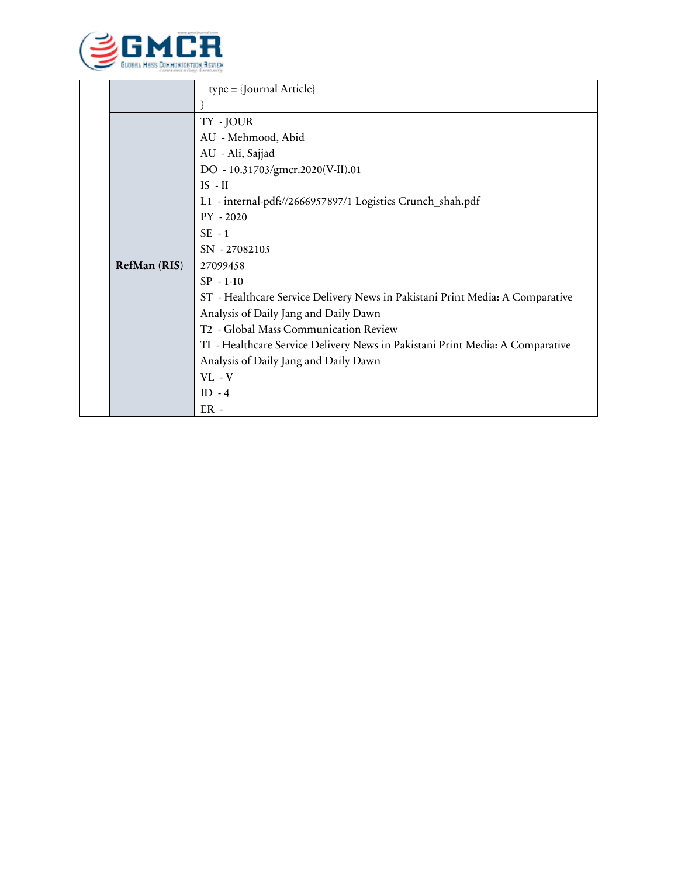| | | |
|---|---|---|
| | | type = {Journal Article}<br>} |
| | **RefMan (RIS)** | TY - JOUR<br>AU - Mehmood, Abid<br>AU - Ali, Sajjad<br>DO - 10.31703/gmcr.2020(V-II).01<br>IS - II<br>L1 - internal-pdf://2666957897/1 Logistics Crunch_shah.pdf<br>PY - 2020<br>SE - 1<br>SN - 27082105<br>27099458<br>SP - 1-10<br>ST - Healthcare Service Delivery News in Pakistani Print Media: A Comparative Analysis of Daily Jang and Daily Dawn<br>T2 - Global Mass Communication Review<br>TI - Healthcare Service Delivery News in Pakistani Print Media: A Comparative Analysis of Daily Jang and Daily Dawn<br>VL - V<br>ID - 4<br>ER - |